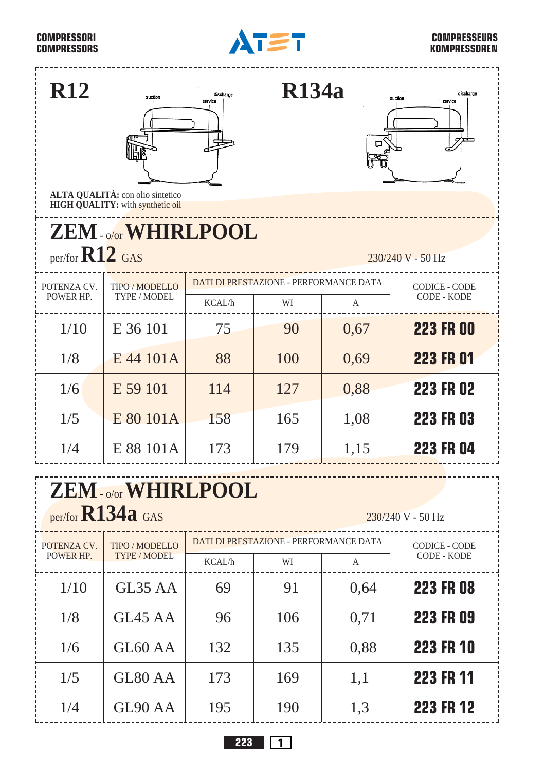## R12

suction discharge service

**ALTA QUALITÀ:** con olio sintetico
**HIGH QUALITY:** with synthetic oil

## R134a

suction discharge service

# ZEM - o/or WHIRLPOOL

per/for **R12** GAS

230/240 V - 50 Hz

| POTENZA CV. POWER HP. | TIPO / MODELLO TYPE / MODEL | DATI DI PRESTAZIONE - PERFORMANCE DATA | | | CODICE - CODE CODE - KODE |
|---|---|---|---|---|---|
| | | KCAL/h | WI | A | |
| 1/10 | E 36 101 | 75 | 90 | 0,67 | **223 FR 00** |
| 1/8 | E 44 101A | 88 | 100 | 0,69 | **223 FR 01** |
| 1/6 | E 59 101 | 114 | 127 | 0,88 | **223 FR 02** |
| 1/5 | E 80 101A | 158 | 165 | 1,08 | **223 FR 03** |
| 1/4 | E 88 101A | 173 | 179 | 1,15 | **223 FR 04** |

# ZEM - o/or WHIRLPOOL

per/for **R134a** GAS

230/240 V - 50 Hz

| POTENZA CV. POWER HP. | TIPO / MODELLO TYPE / MODEL | DATI DI PRESTAZIONE - PERFORMANCE DATA | | | CODICE - CODE CODE - KODE |
|---|---|---|---|---|---|
| | | KCAL/h | WI | A | |
| 1/10 | GL35 AA | 69 | 91 | 0,64 | **223 FR 08** |
| 1/8 | GL45 AA | 96 | 106 | 0,71 | **223 FR 09** |
| 1/6 | GL60 AA | 132 | 135 | 0,88 | **223 FR 10** |
| 1/5 | GL80 AA | 173 | 169 | 1,1 | **223 FR 11** |
| 1/4 | GL90 AA | 195 | 190 | 1,3 | **223 FR 12** |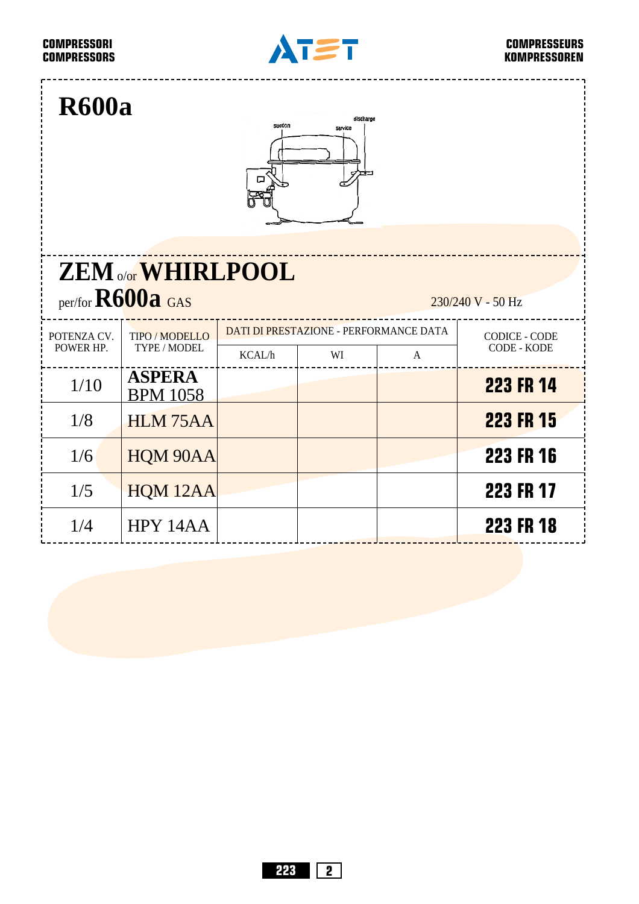# R600a

suction  service  discharge

## ZEM o/or WHIRLPOOL

per/for **R600a** GAS

230/240 V - 50 Hz

| POTENZA CV. POWER HP. | TIPO / MODELLO TYPE / MODEL | DATI DI PRESTAZIONE - PERFORMANCE DATA | | | CODICE - CODE CODE - KODE |
|---|---|---|---|---|---|
| | | KCAL/h | WI | A | |
| 1/10 | **ASPERA** BPM 1058 | | | | **223 FR 14** |
| 1/8 | HLM 75AA | | | | **223 FR 15** |
| 1/6 | HQM 90AA | | | | **223 FR 16** |
| 1/5 | HQM 12AA | | | | **223 FR 17** |
| 1/4 | HPY 14AA | | | | **223 FR 18** |